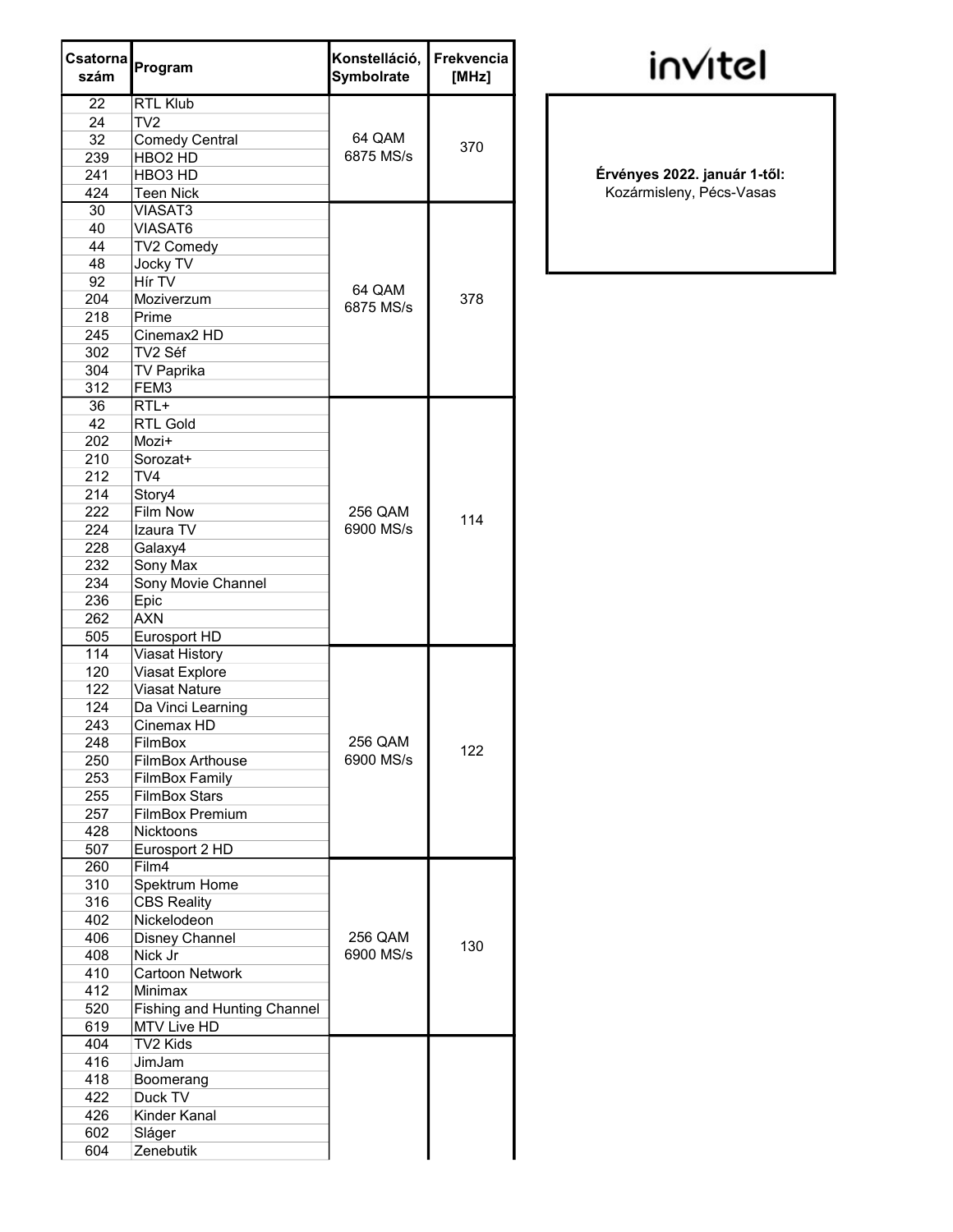invitel

**Érvényes 2022. január 1-től:**
Kozármisleny, Pécs-Vasas

| Csatorna szám | Program | Konstelláció, Symbolrate | Frekvencia [MHz] |
|---|---|---|---|
| 22 | RTL Klub | 64 QAM 6875 MS/s | 370 |
| 24 | TV2 | | |
| 32 | Comedy Central | | |
| 239 | HBO2 HD | | |
| 241 | HBO3 HD | | |
| 424 | Teen Nick | | |
| 30 | VIASAT3 | 64 QAM 6875 MS/s | 378 |
| 40 | VIASAT6 | | |
| 44 | TV2 Comedy | | |
| 48 | Jocky TV | | |
| 92 | Hír TV | | |
| 204 | Moziverzum | | |
| 218 | Prime | | |
| 245 | Cinemax2 HD | | |
| 302 | TV2 Séf | | |
| 304 | TV Paprika | | |
| 312 | FEM3 | | |
| 36 | RTL+ | 256 QAM 6900 MS/s | 114 |
| 42 | RTL Gold | | |
| 202 | Mozi+ | | |
| 210 | Sorozat+ | | |
| 212 | TV4 | | |
| 214 | Story4 | | |
| 222 | Film Now | | |
| 224 | Izaura TV | | |
| 228 | Galaxy4 | | |
| 232 | Sony Max | | |
| 234 | Sony Movie Channel | | |
| 236 | Epic | | |
| 262 | AXN | | |
| 505 | Eurosport HD | | |
| 114 | Viasat History | 256 QAM 6900 MS/s | 122 |
| 120 | Viasat Explore | | |
| 122 | Viasat Nature | | |
| 124 | Da Vinci Learning | | |
| 243 | Cinemax HD | | |
| 248 | FilmBox | | |
| 250 | FilmBox Arthouse | | |
| 253 | FilmBox Family | | |
| 255 | FilmBox Stars | | |
| 257 | FilmBox Premium | | |
| 428 | Nicktoons | | |
| 507 | Eurosport 2 HD | | |
| 260 | Film4 | 256 QAM 6900 MS/s | 130 |
| 310 | Spektrum Home | | |
| 316 | CBS Reality | | |
| 402 | Nickelodeon | | |
| 406 | Disney Channel | | |
| 408 | Nick Jr | | |
| 410 | Cartoon Network | | |
| 412 | Minimax | | |
| 520 | Fishing and Hunting Channel | | |
| 619 | MTV Live HD | | |
| 404 | TV2 Kids | | |
| 416 | JimJam | | |
| 418 | Boomerang | | |
| 422 | Duck TV | | |
| 426 | Kinder Kanal | | |
| 602 | Sláger | | |
| 604 | Zenebutik | | |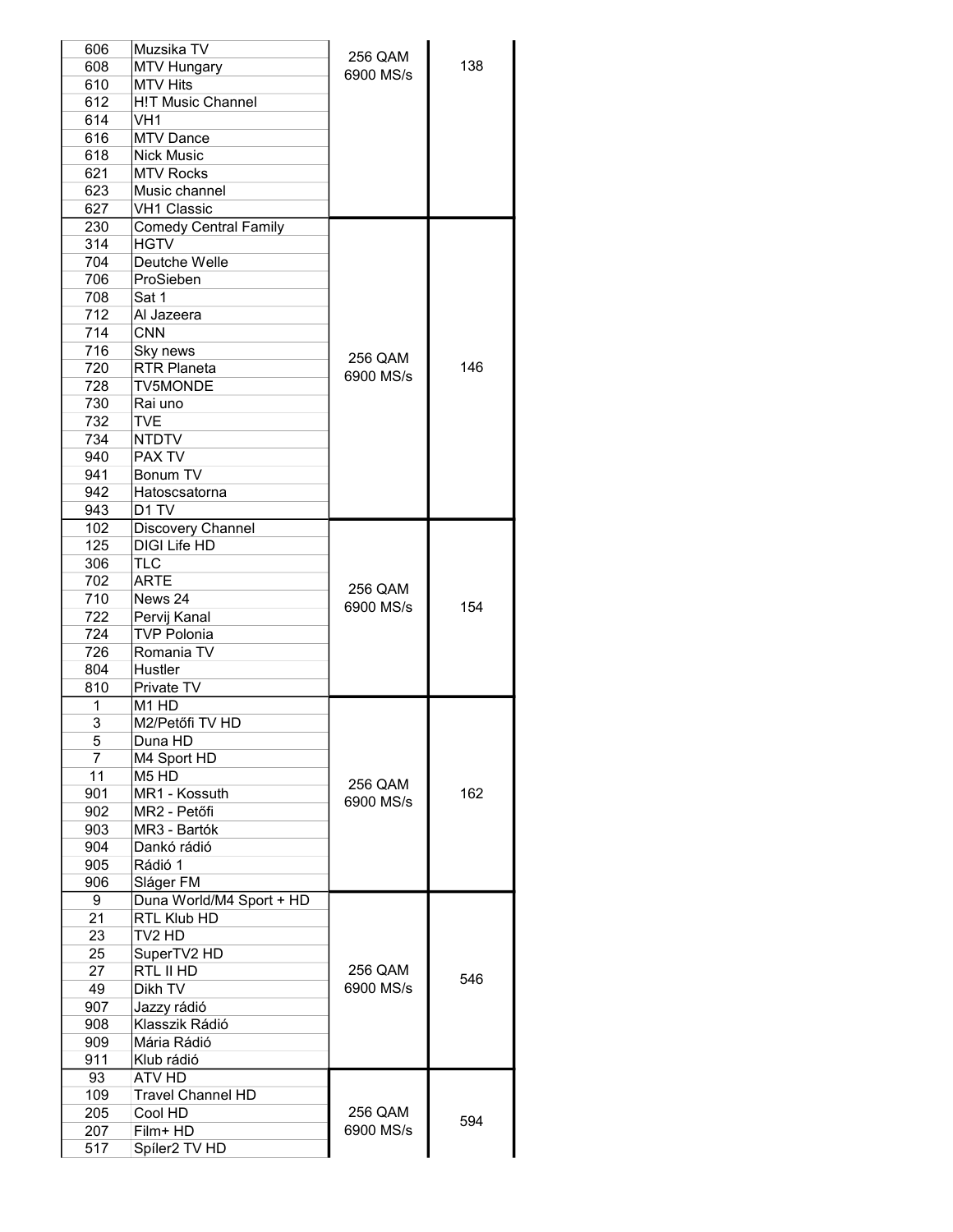| | | | |
|---|---|---|---|
| 606 | Muzsika TV | 256 QAM 6900 MS/s | 138 |
| 608 | MTV Hungary | | |
| 610 | MTV Hits | | |
| 612 | H!T Music Channel | | |
| 614 | VH1 | | |
| 616 | MTV Dance | | |
| 618 | Nick Music | | |
| 621 | MTV Rocks | | |
| 623 | Music channel | | |
| 627 | VH1 Classic | | |
| 230 | Comedy Central Family | 256 QAM 6900 MS/s | 146 |
| 314 | HGTV | | |
| 704 | Deutche Welle | | |
| 706 | ProSieben | | |
| 708 | Sat 1 | | |
| 712 | Al Jazeera | | |
| 714 | CNN | | |
| 716 | Sky news | | |
| 720 | RTR Planeta | | |
| 728 | TV5MONDE | | |
| 730 | Rai uno | | |
| 732 | TVE | | |
| 734 | NTDTV | | |
| 940 | PAX TV | | |
| 941 | Bonum TV | | |
| 942 | Hatoscsatorna | | |
| 943 | D1 TV | | |
| 102 | Discovery Channel | 256 QAM 6900 MS/s | 154 |
| 125 | DIGI Life HD | | |
| 306 | TLC | | |
| 702 | ARTE | | |
| 710 | News 24 | | |
| 722 | Pervij Kanal | | |
| 724 | TVP Polonia | | |
| 726 | Romania TV | | |
| 804 | Hustler | | |
| 810 | Private TV | | |
| 1 | M1 HD | 256 QAM 6900 MS/s | 162 |
| 3 | M2/Petőfi TV HD | | |
| 5 | Duna HD | | |
| 7 | M4 Sport HD | | |
| 11 | M5 HD | | |
| 901 | MR1 - Kossuth | | |
| 902 | MR2 - Petőfi | | |
| 903 | MR3 - Bartók | | |
| 904 | Dankó rádió | | |
| 905 | Rádió 1 | | |
| 906 | Sláger FM | | |
| 9 | Duna World/M4 Sport + HD | 256 QAM 6900 MS/s | 546 |
| 21 | RTL Klub HD | | |
| 23 | TV2 HD | | |
| 25 | SuperTV2 HD | | |
| 27 | RTL II HD | | |
| 49 | Dikh TV | | |
| 907 | Jazzy rádió | | |
| 908 | Klasszik Rádió | | |
| 909 | Mária Rádió | | |
| 911 | Klub rádió | | |
| 93 | ATV HD | 256 QAM 6900 MS/s | 594 |
| 109 | Travel Channel HD | | |
| 205 | Cool HD | | |
| 207 | Film+ HD | | |
| 517 | Spíler2 TV HD | | |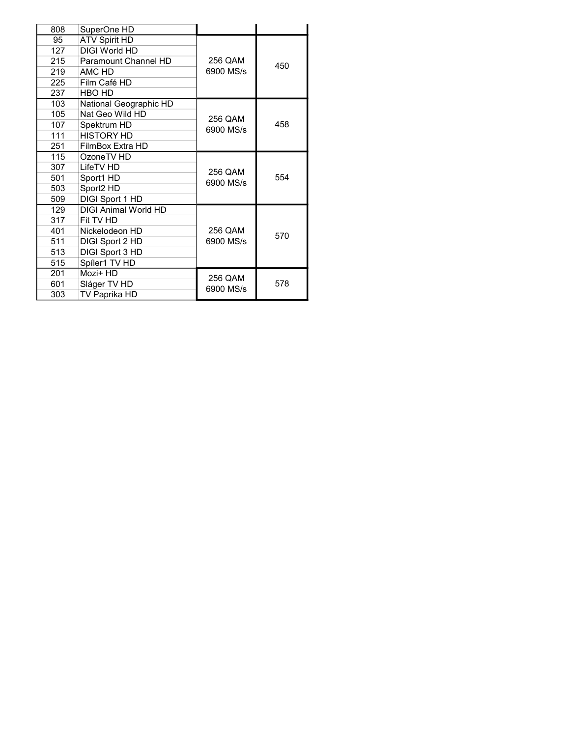| | | | |
|---|---|---|---|
| 808 | SuperOne HD | | |
| 95 | ATV Spirit HD | 256 QAM 6900 MS/s | 450 |
| 127 | DIGI World HD | | |
| 215 | Paramount Channel HD | | |
| 219 | AMC HD | | |
| 225 | Film Café HD | | |
| 237 | HBO HD | | |
| 103 | National Geographic HD | 256 QAM 6900 MS/s | 458 |
| 105 | Nat Geo Wild HD | | |
| 107 | Spektrum HD | | |
| 111 | HISTORY HD | | |
| 251 | FilmBox Extra HD | | |
| 115 | OzoneTV HD | 256 QAM 6900 MS/s | 554 |
| 307 | LifeTV HD | | |
| 501 | Sport1 HD | | |
| 503 | Sport2 HD | | |
| 509 | DIGI Sport 1 HD | | |
| 129 | DIGI Animal World HD | 256 QAM 6900 MS/s | 570 |
| 317 | Fit TV HD | | |
| 401 | Nickelodeon HD | | |
| 511 | DIGI Sport 2 HD | | |
| 513 | DIGI Sport 3 HD | | |
| 515 | Spíler1 TV HD | | |
| 201 | Mozi+ HD | 256 QAM 6900 MS/s | 578 |
| 601 | Sláger TV HD | | |
| 303 | TV Paprika HD | | |